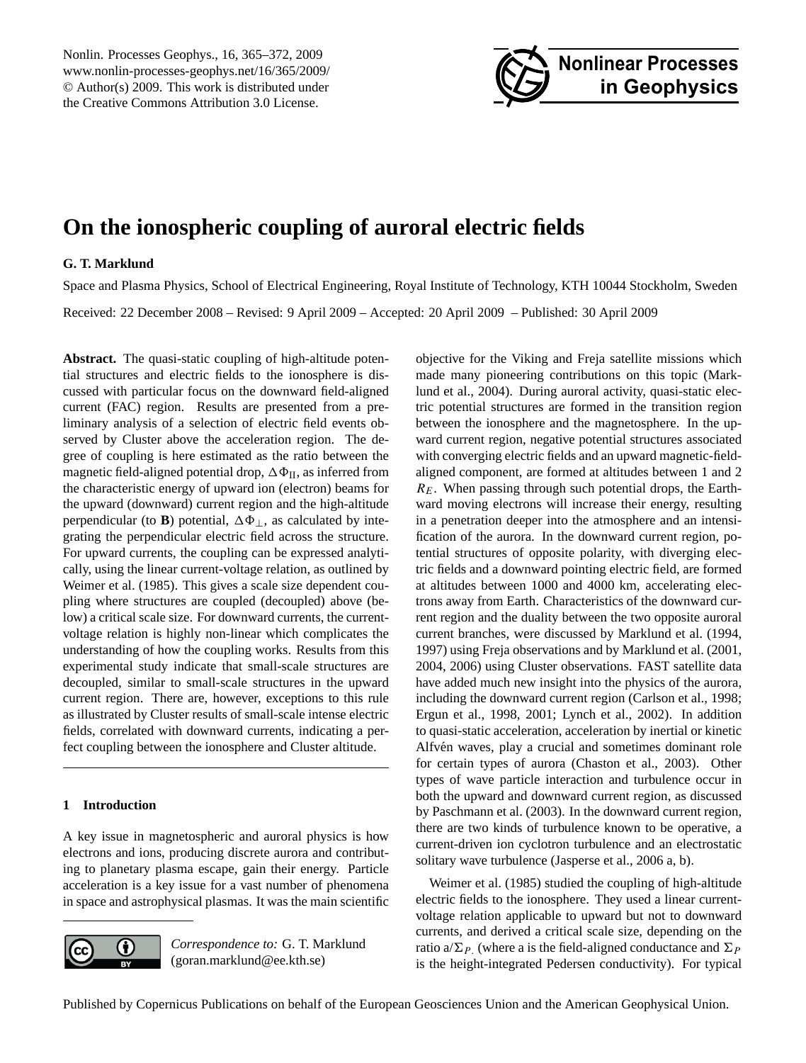# On the ionospheric coupling of auroral electric fields

**G. T. Marklund**

Space and Plasma Physics, School of Electrical Engineering, Royal Institute of Technology, KTH 10044 Stockholm, Sweden

Received: 22 December 2008 – Revised: 9 April 2009 – Accepted: 20 April 2009 – Published: 30 April 2009

**Abstract.** The quasi-static coupling of high-altitude potential structures and electric fields to the ionosphere is discussed with particular focus on the downward field-aligned current (FAC) region. Results are presented from a preliminary analysis of a selection of electric field events observed by Cluster above the acceleration region. The degree of coupling is here estimated as the ratio between the magnetic field-aligned potential drop, $\Delta\Phi_{II}$, as inferred from the characteristic energy of upward ion (electron) beams for the upward (downward) current region and the high-altitude perpendicular (to **B**) potential, $\Delta\Phi_{\perp}$, as calculated by integrating the perpendicular electric field across the structure. For upward currents, the coupling can be expressed analytically, using the linear current-voltage relation, as outlined by Weimer et al. (1985). This gives a scale size dependent coupling where structures are coupled (decoupled) above (below) a critical scale size. For downward currents, the current-voltage relation is highly non-linear which complicates the understanding of how the coupling works. Results from this experimental study indicate that small-scale structures are decoupled, similar to small-scale structures in the upward current region. There are, however, exceptions to this rule as illustrated by Cluster results of small-scale intense electric fields, correlated with downward currents, indicating a perfect coupling between the ionosphere and Cluster altitude.

## 1 Introduction

A key issue in magnetospheric and auroral physics is how electrons and ions, producing discrete aurora and contributing to planetary plasma escape, gain their energy. Particle acceleration is a key issue for a vast number of phenomena in space and astrophysical plasmas. It was the main scientific objective for the Viking and Freja satellite missions which made many pioneering contributions on this topic (Marklund et al., 2004). During auroral activity, quasi-static electric potential structures are formed in the transition region between the ionosphere and the magnetosphere. In the upward current region, negative potential structures associated with converging electric fields and an upward magnetic-field-aligned component, are formed at altitudes between 1 and 2 $R_E$. When passing through such potential drops, the Earthward moving electrons will increase their energy, resulting in a penetration deeper into the atmosphere and an intensification of the aurora. In the downward current region, potential structures of opposite polarity, with diverging electric fields and a downward pointing electric field, are formed at altitudes between 1000 and 4000 km, accelerating electrons away from Earth. Characteristics of the downward current region and the duality between the two opposite auroral current branches, were discussed by Marklund et al. (1994, 1997) using Freja observations and by Marklund et al. (2001, 2004, 2006) using Cluster observations. FAST satellite data have added much new insight into the physics of the aurora, including the downward current region (Carlson et al., 1998; Ergun et al., 1998, 2001; Lynch et al., 2002). In addition to quasi-static acceleration, acceleration by inertial or kinetic Alfvén waves, play a crucial and sometimes dominant role for certain types of aurora (Chaston et al., 2003). Other types of wave particle interaction and turbulence occur in both the upward and downward current region, as discussed by Paschmann et al. (2003). In the downward current region, there are two kinds of turbulence known to be operative, a current-driven ion cyclotron turbulence and an electrostatic solitary wave turbulence (Jasperse et al., 2006 a, b).

Weimer et al. (1985) studied the coupling of high-altitude electric fields to the ionosphere. They used a linear current-voltage relation applicable to upward but not to downward currents, and derived a critical scale size, depending on the ratio $a/\Sigma_P$ (where a is the field-aligned conductance and $\Sigma_P$ is the height-integrated Pedersen conductivity). For typical

*Correspondence to:* G. T. Marklund (goran.marklund@ee.kth.se)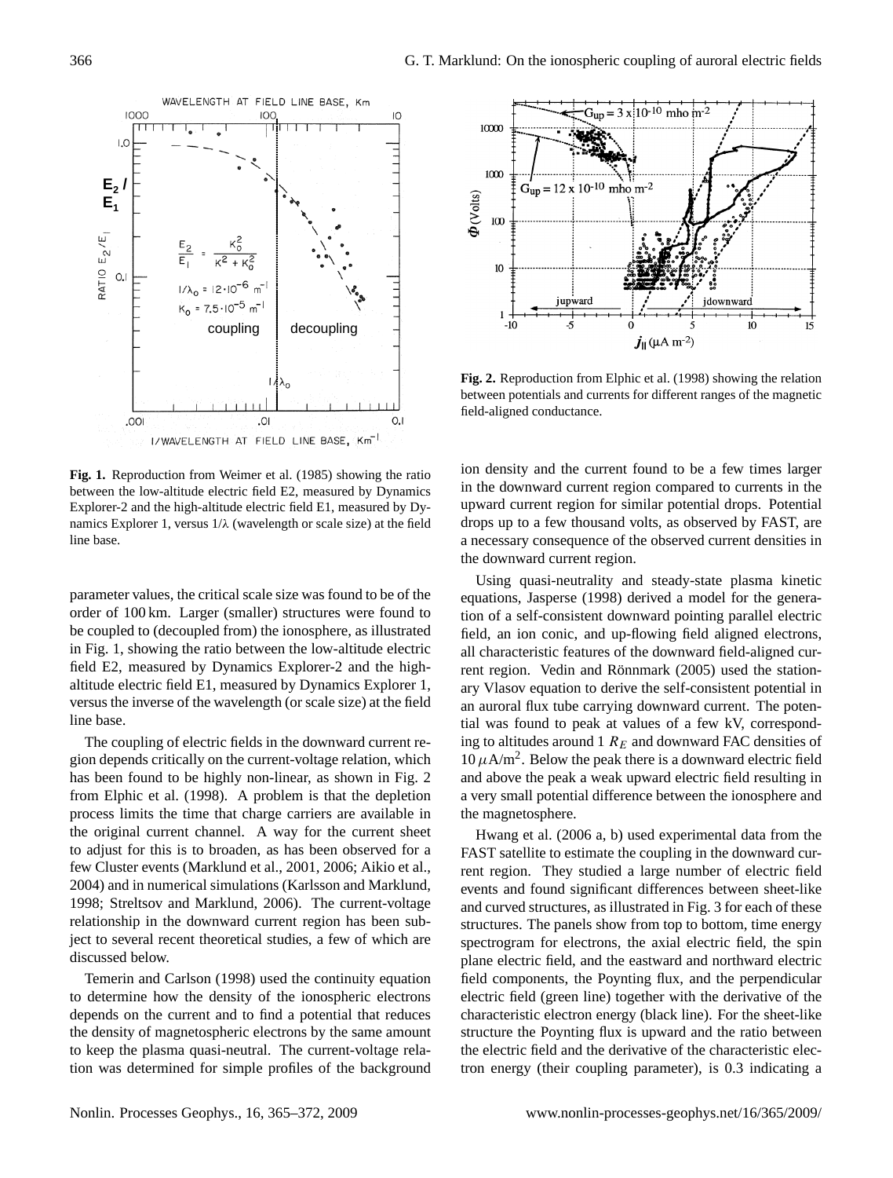**Fig. 1.** Reproduction from Weimer et al. (1985) showing the ratio between the low-altitude electric field E2, measured by Dynamics Explorer-2 and the high-altitude electric field E1, measured by Dynamics Explorer 1, versus 1/λ (wavelength or scale size) at the field line base.

**Fig. 2.** Reproduction from Elphic et al. (1998) showing the relation between potentials and currents for different ranges of the magnetic field-aligned conductance.

parameter values, the critical scale size was found to be of the order of 100 km. Larger (smaller) structures were found to be coupled to (decoupled from) the ionosphere, as illustrated in Fig. 1, showing the ratio between the low-altitude electric field E2, measured by Dynamics Explorer-2 and the high-altitude electric field E1, measured by Dynamics Explorer 1, versus the inverse of the wavelength (or scale size) at the field line base.

The coupling of electric fields in the downward current region depends critically on the current-voltage relation, which has been found to be highly non-linear, as shown in Fig. 2 from Elphic et al. (1998). A problem is that the depletion process limits the time that charge carriers are available in the original current channel. A way for the current sheet to adjust for this is to broaden, as has been observed for a few Cluster events (Marklund et al., 2001, 2006; Aikio et al., 2004) and in numerical simulations (Karlsson and Marklund, 1998; Streltsov and Marklund, 2006). The current-voltage relationship in the downward current region has been subject to several recent theoretical studies, a few of which are discussed below.

Temerin and Carlson (1998) used the continuity equation to determine how the density of the ionospheric electrons depends on the current and to find a potential that reduces the density of magnetospheric electrons by the same amount to keep the plasma quasi-neutral. The current-voltage relation was determined for simple profiles of the background ion density and the current found to be a few times larger in the downward current region compared to currents in the upward current region for similar potential drops. Potential drops up to a few thousand volts, as observed by FAST, are a necessary consequence of the observed current densities in the downward current region.

Using quasi-neutrality and steady-state plasma kinetic equations, Jasperse (1998) derived a model for the generation of a self-consistent downward pointing parallel electric field, an ion conic, and up-flowing field aligned electrons, all characteristic features of the downward field-aligned current region. Vedin and Rönnmark (2005) used the stationary Vlasov equation to derive the self-consistent potential in an auroral flux tube carrying downward current. The potential was found to peak at values of a few kV, corresponding to altitudes around 1 $R_E$ and downward FAC densities of $10\,\mu\mathrm{A/m}^2$. Below the peak there is a downward electric field and above the peak a weak upward electric field resulting in a very small potential difference between the ionosphere and the magnetosphere.

Hwang et al. (2006 a, b) used experimental data from the FAST satellite to estimate the coupling in the downward current region. They studied a large number of electric field events and found significant differences between sheet-like and curved structures, as illustrated in Fig. 3 for each of these structures. The panels show from top to bottom, time energy spectrogram for electrons, the axial electric field, the spin plane electric field, and the eastward and northward electric field components, the Poynting flux, and the perpendicular electric field (green line) together with the derivative of the characteristic electron energy (black line). For the sheet-like structure the Poynting flux is upward and the ratio between the electric field and the derivative of the characteristic electron energy (their coupling parameter), is 0.3 indicating a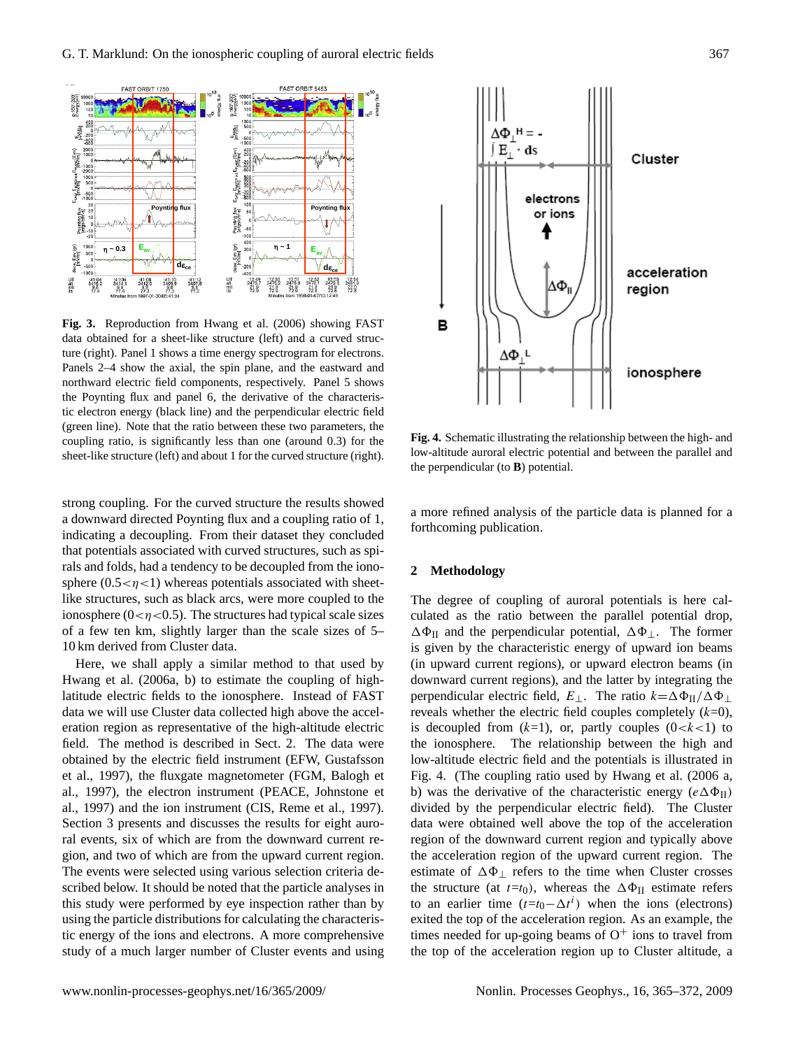**Fig. 3.** Reproduction from Hwang et al. (2006) showing FAST data obtained for a sheet-like structure (left) and a curved structure (right). Panel 1 shows a time energy spectrogram for electrons. Panels 2–4 show the axial, the spin plane, and the eastward and northward electric field components, respectively. Panel 5 shows the Poynting flux and panel 6, the derivative of the characteristic electron energy (black line) and the perpendicular electric field (green line). Note that the ratio between these two parameters, the coupling ratio, is significantly less than one (around 0.3) for the sheet-like structure (left) and about 1 for the curved structure (right).

strong coupling. For the curved structure the results showed a downward directed Poynting flux and a coupling ratio of 1, indicating a decoupling. From their dataset they concluded that potentials associated with curved structures, such as spirals and folds, had a tendency to be decoupled from the ionosphere ($0.5<\eta<1$) whereas potentials associated with sheet-like structures, such as black arcs, were more coupled to the ionosphere ($0<\eta<0.5$). The structures had typical scale sizes of a few ten km, slightly larger than the scale sizes of 5–10 km derived from Cluster data.

Here, we shall apply a similar method to that used by Hwang et al. (2006a, b) to estimate the coupling of high-latitude electric fields to the ionosphere. Instead of FAST data we will use Cluster data collected high above the acceleration region as representative of the high-altitude electric field. The method is described in Sect. 2. The data were obtained by the electric field instrument (EFW, Gustafsson et al., 1997), the fluxgate magnetometer (FGM, Balogh et al., 1997), the electron instrument (PEACE, Johnstone et al., 1997) and the ion instrument (CIS, Reme et al., 1997). Section 3 presents and discusses the results for eight auroral events, six of which are from the downward current region, and two of which are from the upward current region. The events were selected using various selection criteria described below. It should be noted that the particle analyses in this study were performed by eye inspection rather than by using the particle distributions for calculating the characteristic energy of the ions and the electrons. A more comprehensive study of a much larger number of Cluster events and using a more refined analysis of the particle data is planned for a forthcoming publication.

**Fig. 4.** Schematic illustrating the relationship between the high- and low-altitude auroral electric potential and between the parallel and the perpendicular (to **B**) potential.

## 2 Methodology

The degree of coupling of auroral potentials is here calculated as the ratio between the parallel potential drop, $\Delta\Phi_{\text{II}}$ and the perpendicular potential, $\Delta\Phi_{\perp}$. The former is given by the characteristic energy of upward ion beams (in upward current regions), or upward electron beams (in downward current regions), and the latter by integrating the perpendicular electric field, $E_{\perp}$. The ratio $k{=}\Delta\Phi_{\text{II}}/\Delta\Phi_{\perp}$ reveals whether the electric field couples completely ($k{=}0$), is decoupled from ($k{=}1$), or, partly couples ($0<k<1$) to the ionosphere. The relationship between the high and low-altitude electric field and the potentials is illustrated in Fig. 4. (The coupling ratio used by Hwang et al. (2006 a, b) was the derivative of the characteristic energy ($e\Delta\Phi_{\text{II}}$) divided by the perpendicular electric field). The Cluster data were obtained well above the top of the acceleration region of the downward current region and typically above the acceleration region of the upward current region. The estimate of $\Delta\Phi_{\perp}$ refers to the time when Cluster crosses the structure (at $t{=}t_0$), whereas the $\Delta\Phi_{\text{II}}$ estimate refers to an earlier time ($t{=}t_0{-}\Delta t^i$) when the ions (electrons) exited the top of the acceleration region. As an example, the times needed for up-going beams of $O^+$ ions to travel from the top of the acceleration region up to Cluster altitude, a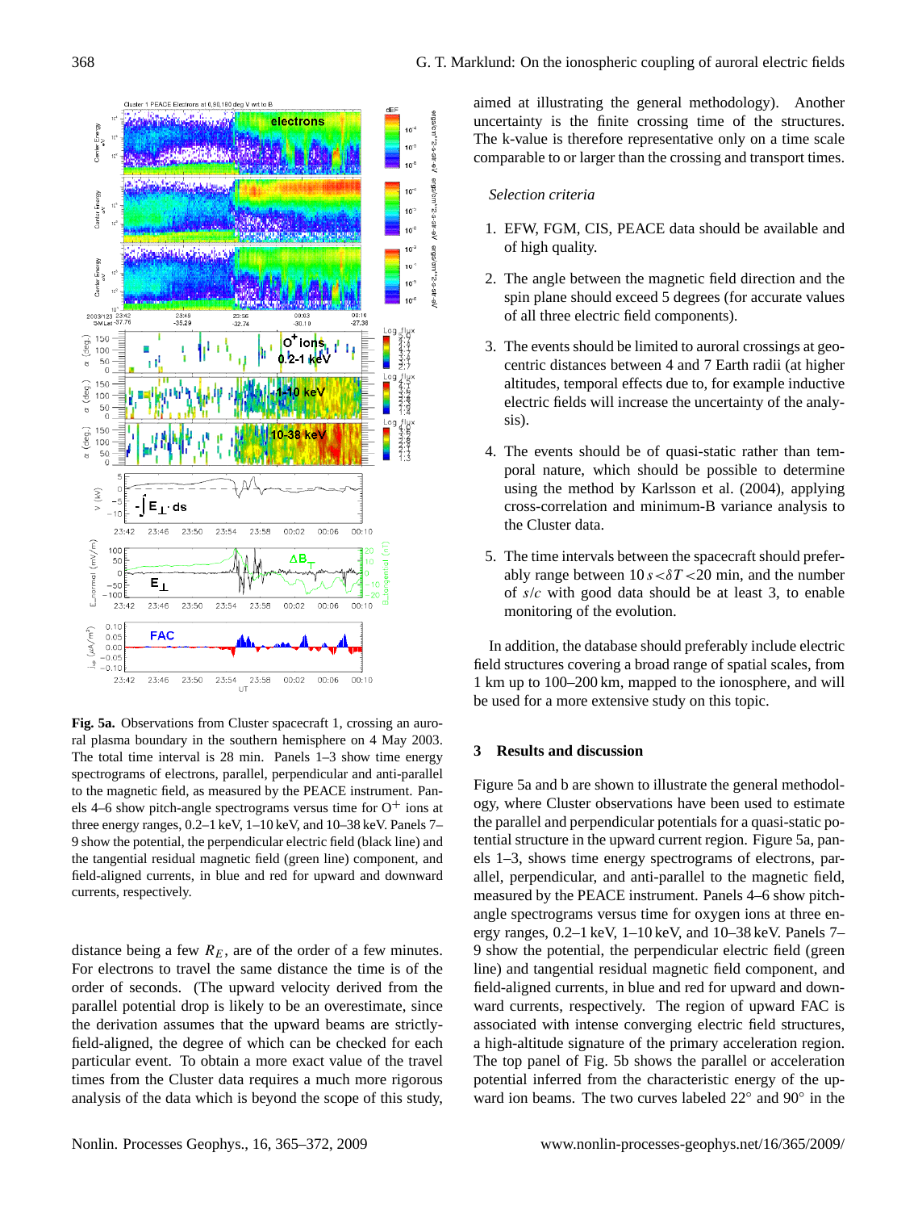**Fig. 5a.** Observations from Cluster spacecraft 1, crossing an auroral plasma boundary in the southern hemisphere on 4 May 2003. The total time interval is 28 min. Panels 1–3 show time energy spectrograms of electrons, parallel, perpendicular and anti-parallel to the magnetic field, as measured by the PEACE instrument. Panels 4–6 show pitch-angle spectrograms versus time for $O^+$ ions at three energy ranges, 0.2–1 keV, 1–10 keV, and 10–38 keV. Panels 7–9 show the potential, the perpendicular electric field (black line) and the tangential residual magnetic field (green line) component, and field-aligned currents, in blue and red for upward and downward currents, respectively.

distance being a few $R_E$, are of the order of a few minutes. For electrons to travel the same distance the time is of the order of seconds. (The upward velocity derived from the parallel potential drop is likely to be an overestimate, since the derivation assumes that the upward beams are strictly-field-aligned, the degree of which can be checked for each particular event. To obtain a more exact value of the travel times from the Cluster data requires a much more rigorous analysis of the data which is beyond the scope of this study, aimed at illustrating the general methodology). Another uncertainty is the finite crossing time of the structures. The k-value is therefore representative only on a time scale comparable to or larger than the crossing and transport times.

*Selection criteria*

1. EFW, FGM, CIS, PEACE data should be available and of high quality.

2. The angle between the magnetic field direction and the spin plane should exceed 5 degrees (for accurate values of all three electric field components).

3. The events should be limited to auroral crossings at geocentric distances between 4 and 7 Earth radii (at higher altitudes, temporal effects due to, for example inductive electric fields will increase the uncertainty of the analysis).

4. The events should be of quasi-static rather than temporal nature, which should be possible to determine using the method by Karlsson et al. (2004), applying cross-correlation and minimum-B variance analysis to the Cluster data.

5. The time intervals between the spacecraft should preferably range between $10\,s < \delta T < 20$ min, and the number of $s/c$ with good data should be at least 3, to enable monitoring of the evolution.

In addition, the database should preferably include electric field structures covering a broad range of spatial scales, from 1 km up to 100–200 km, mapped to the ionosphere, and will be used for a more extensive study on this topic.

## 3 Results and discussion

Figure 5a and b are shown to illustrate the general methodology, where Cluster observations have been used to estimate the parallel and perpendicular potentials for a quasi-static potential structure in the upward current region. Figure 5a, panels 1–3, shows time energy spectrograms of electrons, parallel, perpendicular, and anti-parallel to the magnetic field, measured by the PEACE instrument. Panels 4–6 show pitch-angle spectrograms versus time for oxygen ions at three energy ranges, 0.2–1 keV, 1–10 keV, and 10–38 keV. Panels 7–9 show the potential, the perpendicular electric field (green line) and tangential residual magnetic field component, and field-aligned currents, in blue and red for upward and downward currents, respectively. The region of upward FAC is associated with intense converging electric field structures, a high-altitude signature of the primary acceleration region. The top panel of Fig. 5b shows the parallel or acceleration potential inferred from the characteristic energy of the upward ion beams. The two curves labeled 22° and 90° in the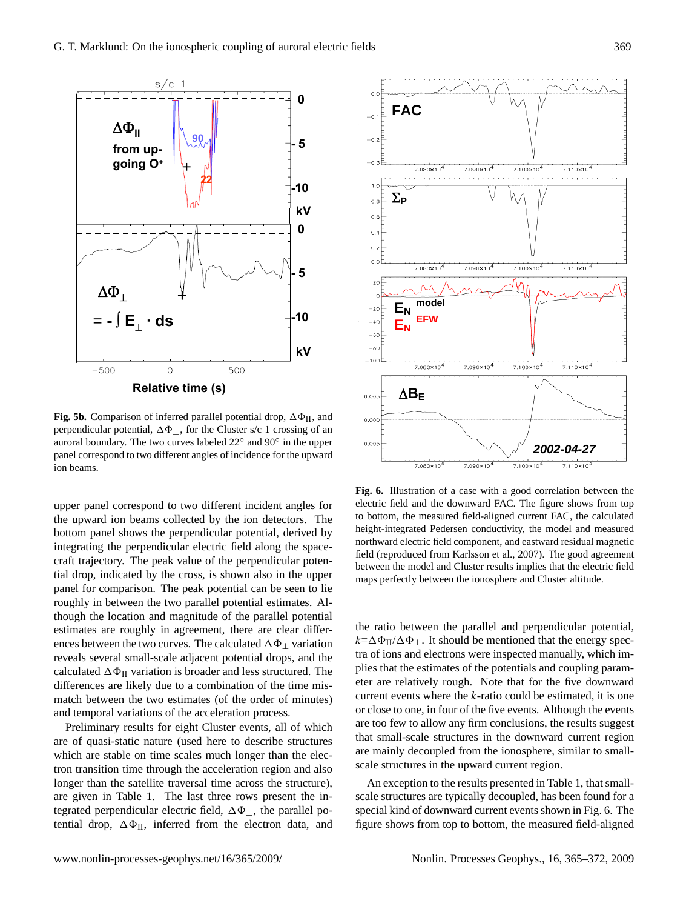**Fig. 5b.** Comparison of inferred parallel potential drop, $\Delta\Phi_{II}$, and perpendicular potential, $\Delta\Phi_{\perp}$, for the Cluster s/c 1 crossing of an auroral boundary. The two curves labeled 22° and 90° in the upper panel correspond to two different angles of incidence for the upward ion beams.

upper panel correspond to two different incident angles for the upward ion beams collected by the ion detectors. The bottom panel shows the perpendicular potential, derived by integrating the perpendicular electric field along the spacecraft trajectory. The peak value of the perpendicular potential drop, indicated by the cross, is shown also in the upper panel for comparison. The peak potential can be seen to lie roughly in between the two parallel potential estimates. Although the location and magnitude of the parallel potential estimates are roughly in agreement, there are clear differences between the two curves. The calculated $\Delta\Phi_{\perp}$ variation reveals several small-scale adjacent potential drops, and the calculated $\Delta\Phi_{II}$ variation is broader and less structured. The differences are likely due to a combination of the time mismatch between the two estimates (of the order of minutes) and temporal variations of the acceleration process.

Preliminary results for eight Cluster events, all of which are of quasi-static nature (used here to describe structures which are stable on time scales much longer than the electron transition time through the acceleration region and also longer than the satellite traversal time across the structure), are given in Table 1. The last three rows present the integrated perpendicular electric field, $\Delta\Phi_{\perp}$, the parallel potential drop, $\Delta\Phi_{II}$, inferred from the electron data, and

**Fig. 6.** Illustration of a case with a good correlation between the electric field and the downward FAC. The figure shows from top to bottom, the measured field-aligned current FAC, the calculated height-integrated Pedersen conductivity, the model and measured northward electric field component, and eastward residual magnetic field (reproduced from Karlsson et al., 2007). The good agreement between the model and Cluster results implies that the electric field maps perfectly between the ionosphere and Cluster altitude.

the ratio between the parallel and perpendicular potential, $k=\Delta\Phi_{II}/\Delta\Phi_{\perp}$. It should be mentioned that the energy spectra of ions and electrons were inspected manually, which implies that the estimates of the potentials and coupling parameter are relatively rough. Note that for the five downward current events where the $k$-ratio could be estimated, it is one or close to one, in four of the five events. Although the events are too few to allow any firm conclusions, the results suggest that small-scale structures in the downward current region are mainly decoupled from the ionosphere, similar to small-scale structures in the upward current region.

An exception to the results presented in Table 1, that small-scale structures are typically decoupled, has been found for a special kind of downward current events shown in Fig. 6. The figure shows from top to bottom, the measured field-aligned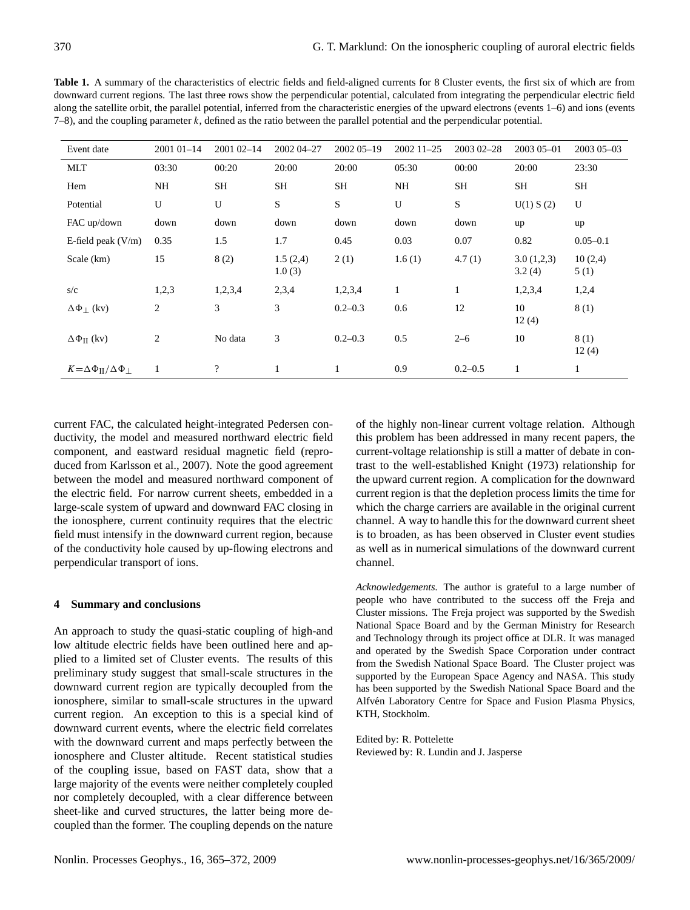**Table 1.** A summary of the characteristics of electric fields and field-aligned currents for 8 Cluster events, the first six of which are from downward current regions. The last three rows show the perpendicular potential, calculated from integrating the perpendicular electric field along the satellite orbit, the parallel potential, inferred from the characteristic energies of the upward electrons (events 1–6) and ions (events 7–8), and the coupling parameter $k$, defined as the ratio between the parallel potential and the perpendicular potential.

| Event date | 2001 01–14 | 2001 02–14 | 2002 04–27 | 2002 05–19 | 2002 11–25 | 2003 02–28 | 2003 05–01 | 2003 05–03 |
|---|---|---|---|---|---|---|---|---|
| MLT | 03:30 | 00:20 | 20:00 | 20:00 | 05:30 | 00:00 | 20:00 | 23:30 |
| Hem | NH | SH | SH | SH | NH | SH | SH | SH |
| Potential | U | U | S | S | U | S | U(1) S (2) | U |
| FAC up/down | down | down | down | down | down | down | up | up |
| E-field peak (V/m) | 0.35 | 1.5 | 1.7 | 0.45 | 0.03 | 0.07 | 0.82 | 0.05–0.1 |
| Scale (km) | 15 | 8 (2) | 1.5 (2,4) 1.0 (3) | 2 (1) | 1.6 (1) | 4.7 (1) | 3.0 (1,2,3) 3.2 (4) | 10 (2,4) 5 (1) |
| s/c | 1,2,3 | 1,2,3,4 | 2,3,4 | 1,2,3,4 | 1 | 1 | 1,2,3,4 | 1,2,4 |
| $\Delta\Phi_{\perp}$ (kv) | 2 | 3 | 3 | 0.2–0.3 | 0.6 | 12 | 10 12 (4) | 8 (1) |
| $\Delta\Phi_{\text{II}}$ (kv) | 2 | No data | 3 | 0.2–0.3 | 0.5 | 2–6 | 10 | 8 (1) 12 (4) |
| $K=\Delta\Phi_{\text{II}}/\Delta\Phi_{\perp}$ | 1 | ? | 1 | 1 | 0.9 | 0.2–0.5 | 1 | 1 |

current FAC, the calculated height-integrated Pedersen conductivity, the model and measured northward electric field component, and eastward residual magnetic field (reproduced from Karlsson et al., 2007). Note the good agreement between the model and measured northward component of the electric field. For narrow current sheets, embedded in a large-scale system of upward and downward FAC closing in the ionosphere, current continuity requires that the electric field must intensify in the downward current region, because of the conductivity hole caused by up-flowing electrons and perpendicular transport of ions.

## 4 Summary and conclusions

An approach to study the quasi-static coupling of high-and low altitude electric fields have been outlined here and applied to a limited set of Cluster events. The results of this preliminary study suggest that small-scale structures in the downward current region are typically decoupled from the ionosphere, similar to small-scale structures in the upward current region. An exception to this is a special kind of downward current events, where the electric field correlates with the downward current and maps perfectly between the ionosphere and Cluster altitude. Recent statistical studies of the coupling issue, based on FAST data, show that a large majority of the events were neither completely coupled nor completely decoupled, with a clear difference between sheet-like and curved structures, the latter being more decoupled than the former. The coupling depends on the nature of the highly non-linear current voltage relation. Although this problem has been addressed in many recent papers, the current-voltage relationship is still a matter of debate in contrast to the well-established Knight (1973) relationship for the upward current region. A complication for the downward current region is that the depletion process limits the time for which the charge carriers are available in the original current channel. A way to handle this for the downward current sheet is to broaden, as has been observed in Cluster event studies as well as in numerical simulations of the downward current channel.

*Acknowledgements.* The author is grateful to a large number of people who have contributed to the success off the Freja and Cluster missions. The Freja project was supported by the Swedish National Space Board and by the German Ministry for Research and Technology through its project office at DLR. It was managed and operated by the Swedish Space Corporation under contract from the Swedish National Space Board. The Cluster project was supported by the European Space Agency and NASA. This study has been supported by the Swedish National Space Board and the Alfvén Laboratory Centre for Space and Fusion Plasma Physics, KTH, Stockholm.

Edited by: R. Pottelette
Reviewed by: R. Lundin and J. Jasperse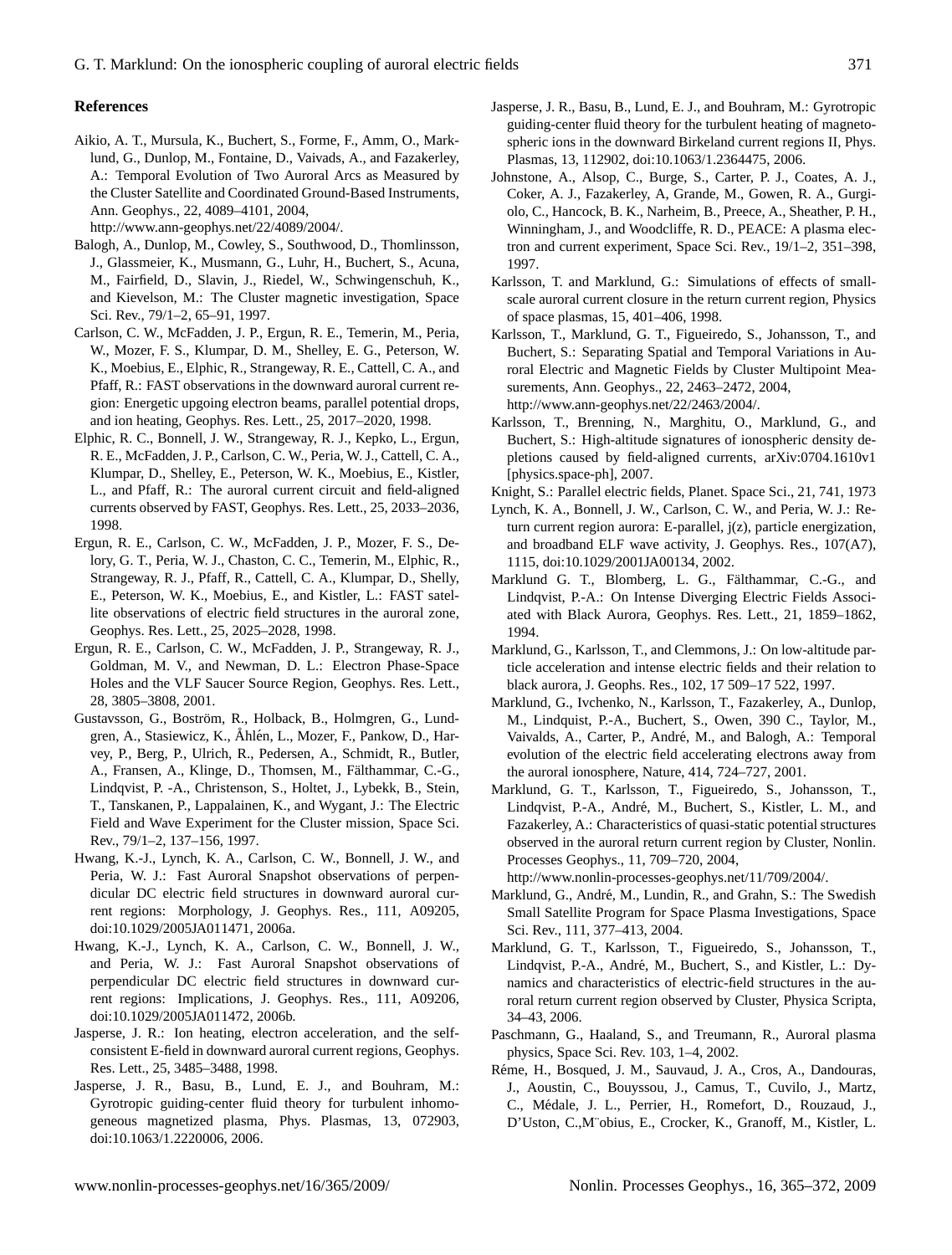## References

Aikio, A. T., Mursula, K., Buchert, S., Forme, F., Amm, O., Marklund, G., Dunlop, M., Fontaine, D., Vaivads, A., and Fazakerley, A.: Temporal Evolution of Two Auroral Arcs as Measured by the Cluster Satellite and Coordinated Ground-Based Instruments, Ann. Geophys., 22, 4089–4101, 2004, http://www.ann-geophys.net/22/4089/2004/.

Balogh, A., Dunlop, M., Cowley, S., Southwood, D., Thomlinsson, J., Glassmeier, K., Musmann, G., Luhr, H., Buchert, S., Acuna, M., Fairfield, D., Slavin, J., Riedel, W., Schwingenschuh, K., and Kievelson, M.: The Cluster magnetic investigation, Space Sci. Rev., 79/1–2, 65–91, 1997.

Carlson, C. W., McFadden, J. P., Ergun, R. E., Temerin, M., Peria, W., Mozer, F. S., Klumpar, D. M., Shelley, E. G., Peterson, W. K., Moebius, E., Elphic, R., Strangeway, R. E., Cattell, C. A., and Pfaff, R.: FAST observations in the downward auroral current region: Energetic upgoing electron beams, parallel potential drops, and ion heating, Geophys. Res. Lett., 25, 2017–2020, 1998.

Elphic, R. C., Bonnell, J. W., Strangeway, R. J., Kepko, L., Ergun, R. E., McFadden, J. P., Carlson, C. W., Peria, W. J., Cattell, C. A., Klumpar, D., Shelley, E., Peterson, W. K., Moebius, E., Kistler, L., and Pfaff, R.: The auroral current circuit and field-aligned currents observed by FAST, Geophys. Res. Lett., 25, 2033–2036, 1998.

Ergun, R. E., Carlson, C. W., McFadden, J. P., Mozer, F. S., Delory, G. T., Peria, W. J., Chaston, C. C., Temerin, M., Elphic, R., Strangeway, R. J., Pfaff, R., Cattell, C. A., Klumpar, D., Shelly, E., Peterson, W. K., Moebius, E., and Kistler, L.: FAST satellite observations of electric field structures in the auroral zone, Geophys. Res. Lett., 25, 2025–2028, 1998.

Ergun, R. E., Carlson, C. W., McFadden, J. P., Strangeway, R. J., Goldman, M. V., and Newman, D. L.: Electron Phase-Space Holes and the VLF Saucer Source Region, Geophys. Res. Lett., 28, 3805–3808, 2001.

Gustavsson, G., Boström, R., Holback, B., Holmgren, G., Lundgren, A., Stasiewicz, K., Åhlén, L., Mozer, F., Pankow, D., Harvey, P., Berg, P., Ulrich, R., Pedersen, A., Schmidt, R., Butler, A., Fransen, A., Klinge, D., Thomsen, M., Fälthammar, C.-G., Lindqvist, P. -A., Christenson, S., Holtet, J., Lybekk, B., Stein, T., Tanskanen, P., Lappalainen, K., and Wygant, J.: The Electric Field and Wave Experiment for the Cluster mission, Space Sci. Rev., 79/1–2, 137–156, 1997.

Hwang, K.-J., Lynch, K. A., Carlson, C. W., Bonnell, J. W., and Peria, W. J.: Fast Auroral Snapshot observations of perpendicular DC electric field structures in downward auroral current regions: Morphology, J. Geophys. Res., 111, A09205, doi:10.1029/2005JA011471, 2006a.

Hwang, K.-J., Lynch, K. A., Carlson, C. W., Bonnell, J. W., and Peria, W. J.: Fast Auroral Snapshot observations of perpendicular DC electric field structures in downward current regions: Implications, J. Geophys. Res., 111, A09206, doi:10.1029/2005JA011472, 2006b.

Jasperse, J. R.: Ion heating, electron acceleration, and the self-consistent E-field in downward auroral current regions, Geophys. Res. Lett., 25, 3485–3488, 1998.

Jasperse, J. R., Basu, B., Lund, E. J., and Bouhram, M.: Gyrotropic guiding-center fluid theory for turbulent inhomogeneous magnetized plasma, Phys. Plasmas, 13, 072903, doi:10.1063/1.2220006, 2006.

Jasperse, J. R., Basu, B., Lund, E. J., and Bouhram, M.: Gyrotropic guiding-center fluid theory for the turbulent heating of magnetospheric ions in the downward Birkeland current regions II, Phys. Plasmas, 13, 112902, doi:10.1063/1.2364475, 2006.

Johnstone, A., Alsop, C., Burge, S., Carter, P. J., Coates, A. J., Coker, A. J., Fazakerley, A, Grande, M., Gowen, R. A., Gurgiolo, C., Hancock, B. K., Narheim, B., Preece, A., Sheather, P. H., Winningham, J., and Woodcliffe, R. D., PEACE: A plasma electron and current experiment, Space Sci. Rev., 19/1–2, 351–398, 1997.

Karlsson, T. and Marklund, G.: Simulations of effects of small-scale auroral current closure in the return current region, Physics of space plasmas, 15, 401–406, 1998.

Karlsson, T., Marklund, G. T., Figueiredo, S., Johansson, T., and Buchert, S.: Separating Spatial and Temporal Variations in Auroral Electric and Magnetic Fields by Cluster Multipoint Measurements, Ann. Geophys., 22, 2463–2472, 2004, http://www.ann-geophys.net/22/2463/2004/.

Karlsson, T., Brenning, N., Marghitu, O., Marklund, G., and Buchert, S.: High-altitude signatures of ionospheric density depletions caused by field-aligned currents, arXiv:0704.1610v1 [physics.space-ph], 2007.

Knight, S.: Parallel electric fields, Planet. Space Sci., 21, 741, 1973

Lynch, K. A., Bonnell, J. W., Carlson, C. W., and Peria, W. J.: Return current region aurora: E-parallel, j(z), particle energization, and broadband ELF wave activity, J. Geophys. Res., 107(A7), 1115, doi:10.1029/2001JA00134, 2002.

Marklund G. T., Blomberg, L. G., Fälthammar, C.-G., and Lindqvist, P.-A.: On Intense Diverging Electric Fields Associated with Black Aurora, Geophys. Res. Lett., 21, 1859–1862, 1994.

Marklund, G., Karlsson, T., and Clemmons, J.: On low-altitude particle acceleration and intense electric fields and their relation to black aurora, J. Geophs. Res., 102, 17 509–17 522, 1997.

Marklund, G., Ivchenko, N., Karlsson, T., Fazakerley, A., Dunlop, M., Lindquist, P.-A., Buchert, S., Owen, 390 C., Taylor, M., Vaivalds, A., Carter, P., André, M., and Balogh, A.: Temporal evolution of the electric field accelerating electrons away from the auroral ionosphere, Nature, 414, 724–727, 2001.

Marklund, G. T., Karlsson, T., Figueiredo, S., Johansson, T., Lindqvist, P.-A., André, M., Buchert, S., Kistler, L. M., and Fazakerley, A.: Characteristics of quasi-static potential structures observed in the auroral return current region by Cluster, Nonlin. Processes Geophys., 11, 709–720, 2004, http://www.nonlin-processes-geophys.net/11/709/2004/.

Marklund, G., André, M., Lundin, R., and Grahn, S.: The Swedish Small Satellite Program for Space Plasma Investigations, Space Sci. Rev., 111, 377–413, 2004.

Marklund, G. T., Karlsson, T., Figueiredo, S., Johansson, T., Lindqvist, P.-A., André, M., Buchert, S., and Kistler, L.: Dynamics and characteristics of electric-field structures in the auroral return current region observed by Cluster, Physica Scripta, 34–43, 2006.

Paschmann, G., Haaland, S., and Treumann, R., Auroral plasma physics, Space Sci. Rev. 103, 1–4, 2002.

Réme, H., Bosqued, J. M., Sauvaud, J. A., Cros, A., Dandouras, J., Aoustin, C., Bouyssou, J., Camus, T., Cuvilo, J., Martz, C., Médale, J. L., Perrier, H., Romefort, D., Rouzaud, J., D'Uston, C.,M¨obius, E., Crocker, K., Granoff, M., Kistler, L.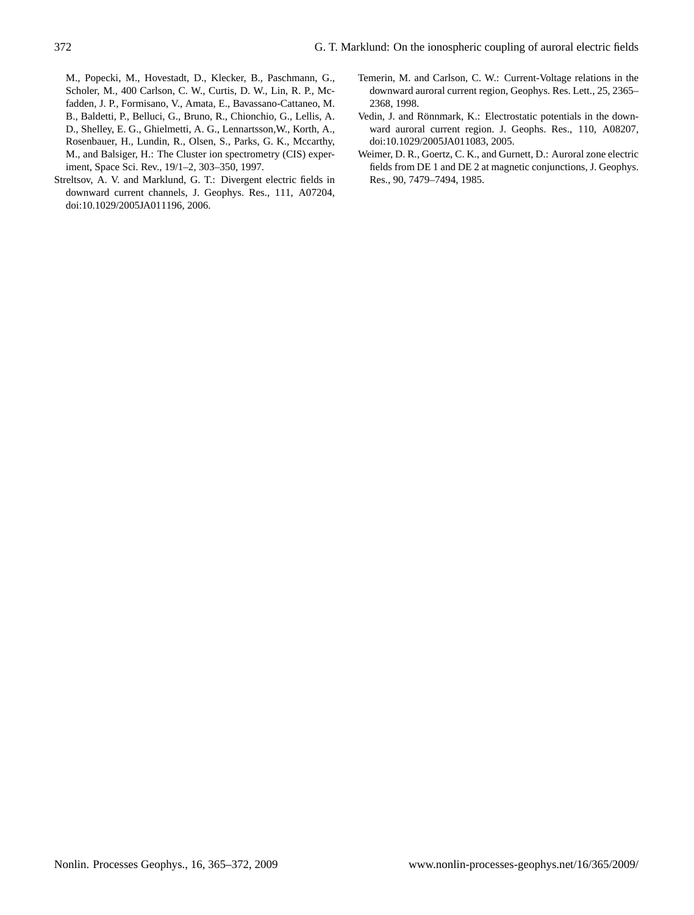M., Popecki, M., Hovestadt, D., Klecker, B., Paschmann, G., Scholer, M., 400 Carlson, C. W., Curtis, D. W., Lin, R. P., Mcfadden, J. P., Formisano, V., Amata, E., Bavassano-Cattaneo, M. B., Baldetti, P., Belluci, G., Bruno, R., Chionchio, G., Lellis, A. D., Shelley, E. G., Ghielmetti, A. G., Lennartsson,W., Korth, A., Rosenbauer, H., Lundin, R., Olsen, S., Parks, G. K., Mccarthy, M., and Balsiger, H.: The Cluster ion spectrometry (CIS) experiment, Space Sci. Rev., 19/1–2, 303–350, 1997.

Streltsov, A. V. and Marklund, G. T.: Divergent electric fields in downward current channels, J. Geophys. Res., 111, A07204, doi:10.1029/2005JA011196, 2006.

Temerin, M. and Carlson, C. W.: Current-Voltage relations in the downward auroral current region, Geophys. Res. Lett., 25, 2365–2368, 1998.

Vedin, J. and Rönnmark, K.: Electrostatic potentials in the downward auroral current region. J. Geophs. Res., 110, A08207, doi:10.1029/2005JA011083, 2005.

Weimer, D. R., Goertz, C. K., and Gurnett, D.: Auroral zone electric fields from DE 1 and DE 2 at magnetic conjunctions, J. Geophys. Res., 90, 7479–7494, 1985.